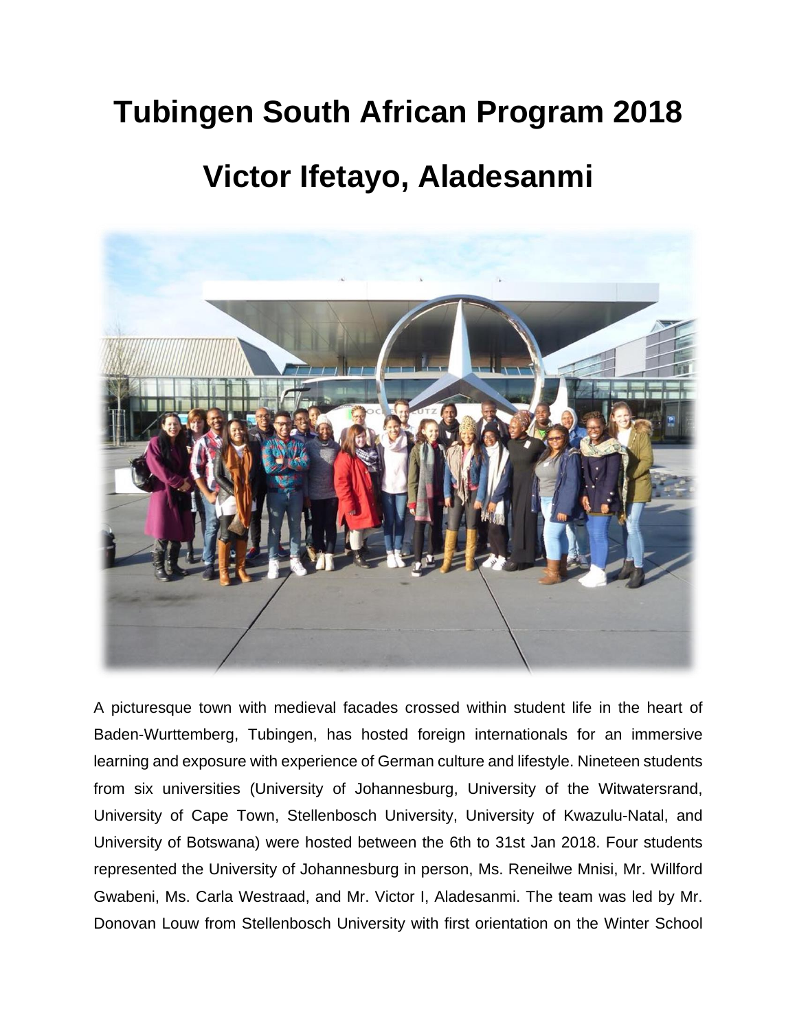# Tubingen South African Program 2018

# Victor Ifetayo, Aladesanmi

A picturesque town with medieval facades crossed within student life in the heart of Baden-Wurttemberg, Tubingen, has hosted foreign internationals for an immersive learning and exposure with experience of German culture and lifestyle. Nineteen students from six universities (University of Johannesburg, University of the Witwatersrand, University of Cape Town, Stellenbosch University, University of Kwazulu-Natal, and University of Botswana) were hosted between the 6th to 31st Jan 2018. Four students represented the University of Johannesburg in person, Ms. Reneilwe Mnisi, Mr. Willford Gwabeni, Ms. Carla Westraad, and Mr. Victor I, Aladesanmi. The team was led by Mr. Donovan Louw from Stellenbosch University with first orientation on the Winter School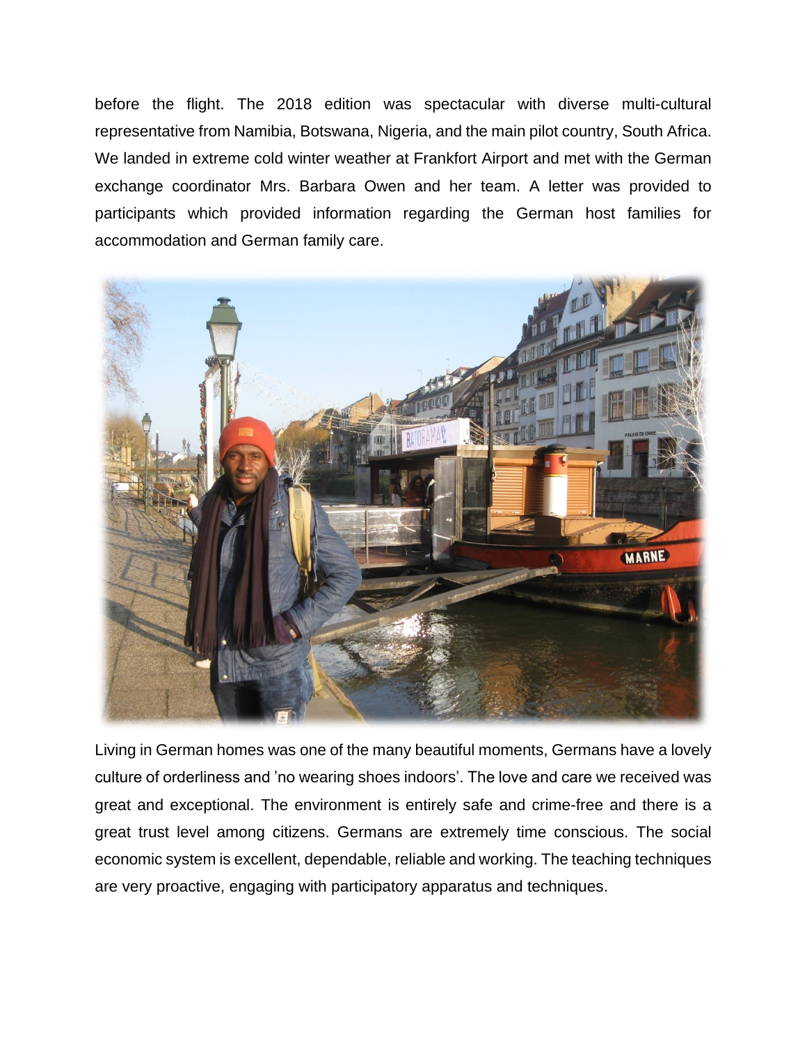before the flight. The 2018 edition was spectacular with diverse multi-cultural representative from Namibia, Botswana, Nigeria, and the main pilot country, South Africa. We landed in extreme cold winter weather at Frankfort Airport and met with the German exchange coordinator Mrs. Barbara Owen and her team. A letter was provided to participants which provided information regarding the German host families for accommodation and German family care.

Living in German homes was one of the many beautiful moments, Germans have a lovely culture of orderliness and 'no wearing shoes indoors'. The love and care we received was great and exceptional. The environment is entirely safe and crime-free and there is a great trust level among citizens. Germans are extremely time conscious. The social economic system is excellent, dependable, reliable and working. The teaching techniques are very proactive, engaging with participatory apparatus and techniques.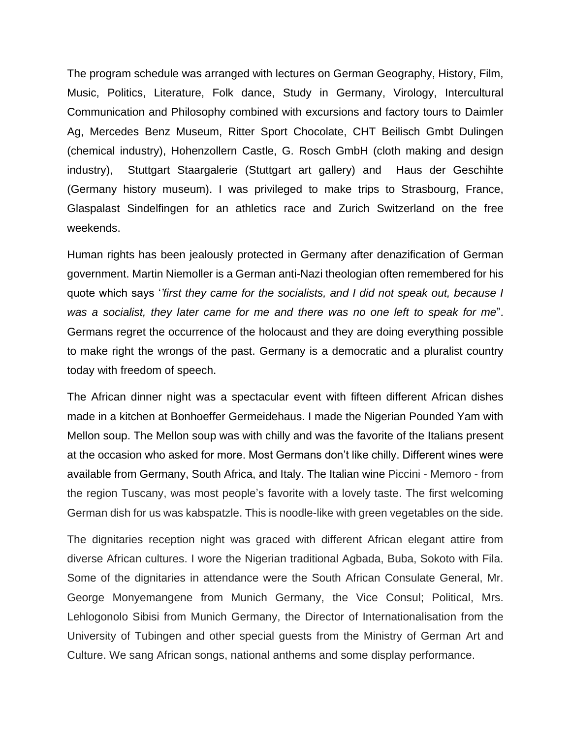The program schedule was arranged with lectures on German Geography, History, Film, Music, Politics, Literature, Folk dance, Study in Germany, Virology, Intercultural Communication and Philosophy combined with excursions and factory tours to Daimler Ag, Mercedes Benz Museum, Ritter Sport Chocolate, CHT Beilisch Gmbt Dulingen (chemical industry), Hohenzollern Castle, G. Rosch GmbH (cloth making and design industry), Stuttgart Staargalerie (Stuttgart art gallery) and Haus der Geschihte (Germany history museum). I was privileged to make trips to Strasbourg, France, Glaspalast Sindelfingen for an athletics race and Zurich Switzerland on the free weekends.

Human rights has been jealously protected in Germany after denazification of German government. Martin Niemoller is a German anti-Nazi theologian often remembered for his quote which says '*'first they came for the socialists, and I did not speak out, because I was a socialist, they later came for me and there was no one left to speak for me*". Germans regret the occurrence of the holocaust and they are doing everything possible to make right the wrongs of the past. Germany is a democratic and a pluralist country today with freedom of speech.

The African dinner night was a spectacular event with fifteen different African dishes made in a kitchen at Bonhoeffer Germeidehaus. I made the Nigerian Pounded Yam with Mellon soup. The Mellon soup was with chilly and was the favorite of the Italians present at the occasion who asked for more. Most Germans don't like chilly. Different wines were available from Germany, South Africa, and Italy. The Italian wine Piccini - Memoro - from the region Tuscany, was most people's favorite with a lovely taste. The first welcoming German dish for us was kabspatzle. This is noodle-like with green vegetables on the side.

The dignitaries reception night was graced with different African elegant attire from diverse African cultures. I wore the Nigerian traditional Agbada, Buba, Sokoto with Fila. Some of the dignitaries in attendance were the South African Consulate General, Mr. George Monyemangene from Munich Germany, the Vice Consul; Political, Mrs. Lehlogonolo Sibisi from Munich Germany, the Director of Internationalisation from the University of Tubingen and other special guests from the Ministry of German Art and Culture. We sang African songs, national anthems and some display performance.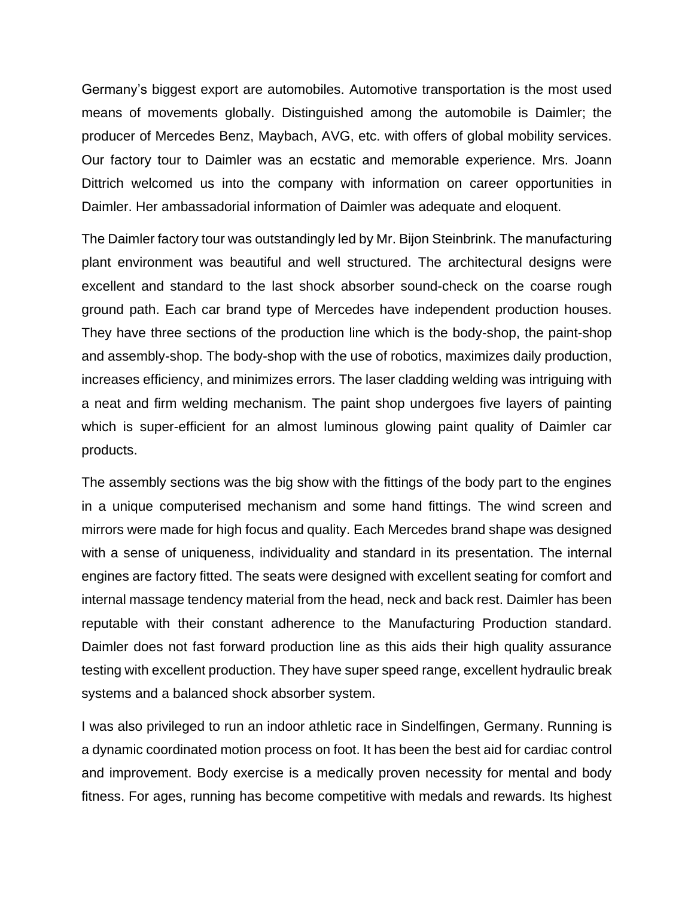Germany's biggest export are automobiles. Automotive transportation is the most used means of movements globally. Distinguished among the automobile is Daimler; the producer of Mercedes Benz, Maybach, AVG, etc. with offers of global mobility services. Our factory tour to Daimler was an ecstatic and memorable experience. Mrs. Joann Dittrich welcomed us into the company with information on career opportunities in Daimler. Her ambassadorial information of Daimler was adequate and eloquent.

The Daimler factory tour was outstandingly led by Mr. Bijon Steinbrink. The manufacturing plant environment was beautiful and well structured. The architectural designs were excellent and standard to the last shock absorber sound-check on the coarse rough ground path. Each car brand type of Mercedes have independent production houses. They have three sections of the production line which is the body-shop, the paint-shop and assembly-shop. The body-shop with the use of robotics, maximizes daily production, increases efficiency, and minimizes errors. The laser cladding welding was intriguing with a neat and firm welding mechanism. The paint shop undergoes five layers of painting which is super-efficient for an almost luminous glowing paint quality of Daimler car products.

The assembly sections was the big show with the fittings of the body part to the engines in a unique computerised mechanism and some hand fittings. The wind screen and mirrors were made for high focus and quality. Each Mercedes brand shape was designed with a sense of uniqueness, individuality and standard in its presentation. The internal engines are factory fitted. The seats were designed with excellent seating for comfort and internal massage tendency material from the head, neck and back rest. Daimler has been reputable with their constant adherence to the Manufacturing Production standard. Daimler does not fast forward production line as this aids their high quality assurance testing with excellent production. They have super speed range, excellent hydraulic break systems and a balanced shock absorber system.

I was also privileged to run an indoor athletic race in Sindelfingen, Germany. Running is a dynamic coordinated motion process on foot. It has been the best aid for cardiac control and improvement. Body exercise is a medically proven necessity for mental and body fitness. For ages, running has become competitive with medals and rewards. Its highest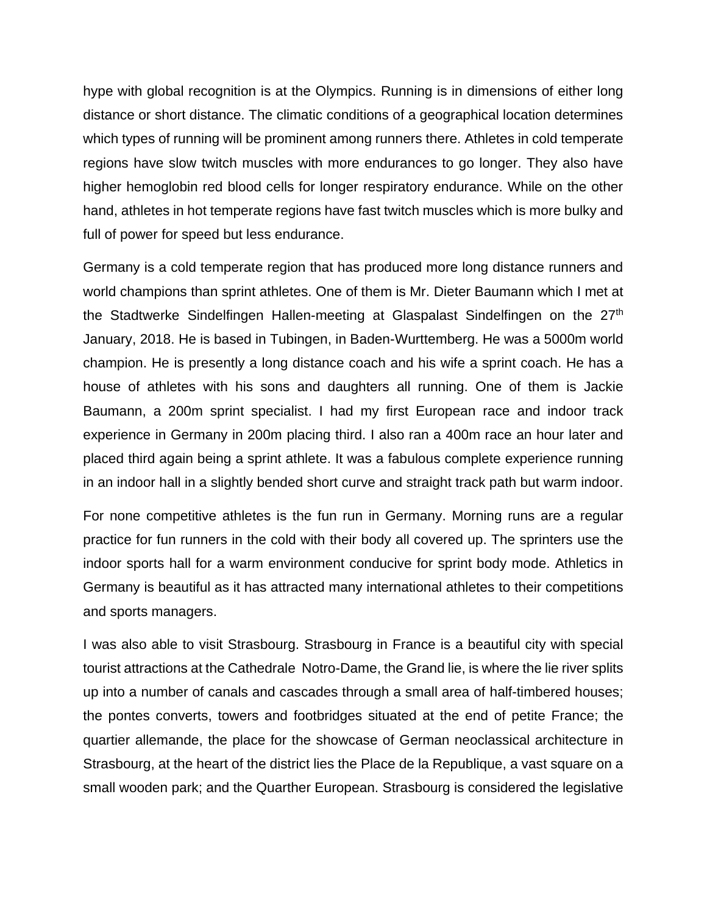hype with global recognition is at the Olympics. Running is in dimensions of either long distance or short distance. The climatic conditions of a geographical location determines which types of running will be prominent among runners there. Athletes in cold temperate regions have slow twitch muscles with more endurances to go longer. They also have higher hemoglobin red blood cells for longer respiratory endurance. While on the other hand, athletes in hot temperate regions have fast twitch muscles which is more bulky and full of power for speed but less endurance.

Germany is a cold temperate region that has produced more long distance runners and world champions than sprint athletes. One of them is Mr. Dieter Baumann which I met at the Stadtwerke Sindelfingen Hallen-meeting at Glaspalast Sindelfingen on the 27th January, 2018. He is based in Tubingen, in Baden-Wurttemberg. He was a 5000m world champion. He is presently a long distance coach and his wife a sprint coach. He has a house of athletes with his sons and daughters all running. One of them is Jackie Baumann, a 200m sprint specialist. I had my first European race and indoor track experience in Germany in 200m placing third. I also ran a 400m race an hour later and placed third again being a sprint athlete. It was a fabulous complete experience running in an indoor hall in a slightly bended short curve and straight track path but warm indoor.

For none competitive athletes is the fun run in Germany. Morning runs are a regular practice for fun runners in the cold with their body all covered up. The sprinters use the indoor sports hall for a warm environment conducive for sprint body mode. Athletics in Germany is beautiful as it has attracted many international athletes to their competitions and sports managers.

I was also able to visit Strasbourg. Strasbourg in France is a beautiful city with special tourist attractions at the Cathedrale Notro-Dame, the Grand lie, is where the lie river splits up into a number of canals and cascades through a small area of half-timbered houses; the pontes converts, towers and footbridges situated at the end of petite France; the quartier allemande, the place for the showcase of German neoclassical architecture in Strasbourg, at the heart of the district lies the Place de la Republique, a vast square on a small wooden park; and the Quarther European. Strasbourg is considered the legislative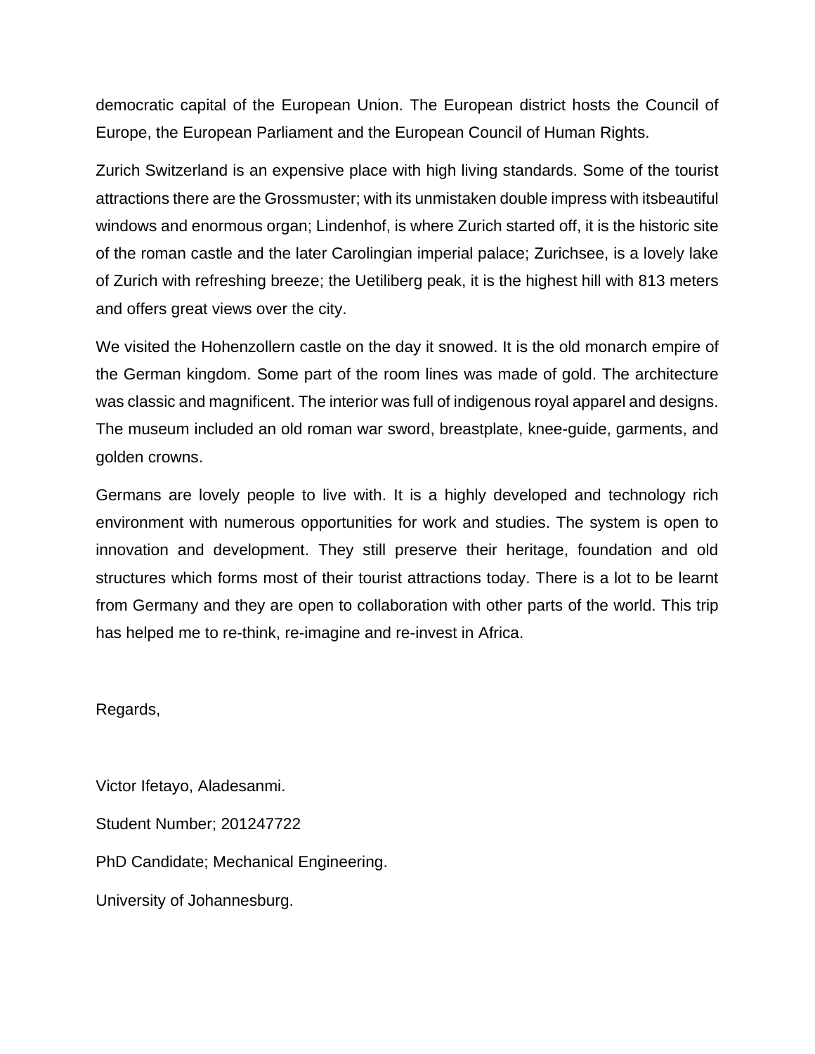democratic capital of the European Union. The European district hosts the Council of Europe, the European Parliament and the European Council of Human Rights.

Zurich Switzerland is an expensive place with high living standards. Some of the tourist attractions there are the Grossmuster; with its unmistaken double impress with itsbeautiful windows and enormous organ; Lindenhof, is where Zurich started off, it is the historic site of the roman castle and the later Carolingian imperial palace; Zurichsee, is a lovely lake of Zurich with refreshing breeze; the Uetiliberg peak, it is the highest hill with 813 meters and offers great views over the city.

We visited the Hohenzollern castle on the day it snowed. It is the old monarch empire of the German kingdom. Some part of the room lines was made of gold. The architecture was classic and magnificent. The interior was full of indigenous royal apparel and designs. The museum included an old roman war sword, breastplate, knee-guide, garments, and golden crowns.

Germans are lovely people to live with. It is a highly developed and technology rich environment with numerous opportunities for work and studies. The system is open to innovation and development. They still preserve their heritage, foundation and old structures which forms most of their tourist attractions today. There is a lot to be learnt from Germany and they are open to collaboration with other parts of the world. This trip has helped me to re-think, re-imagine and re-invest in Africa.

Regards,

Victor Ifetayo, Aladesanmi.

Student Number; 201247722

PhD Candidate; Mechanical Engineering.

University of Johannesburg.